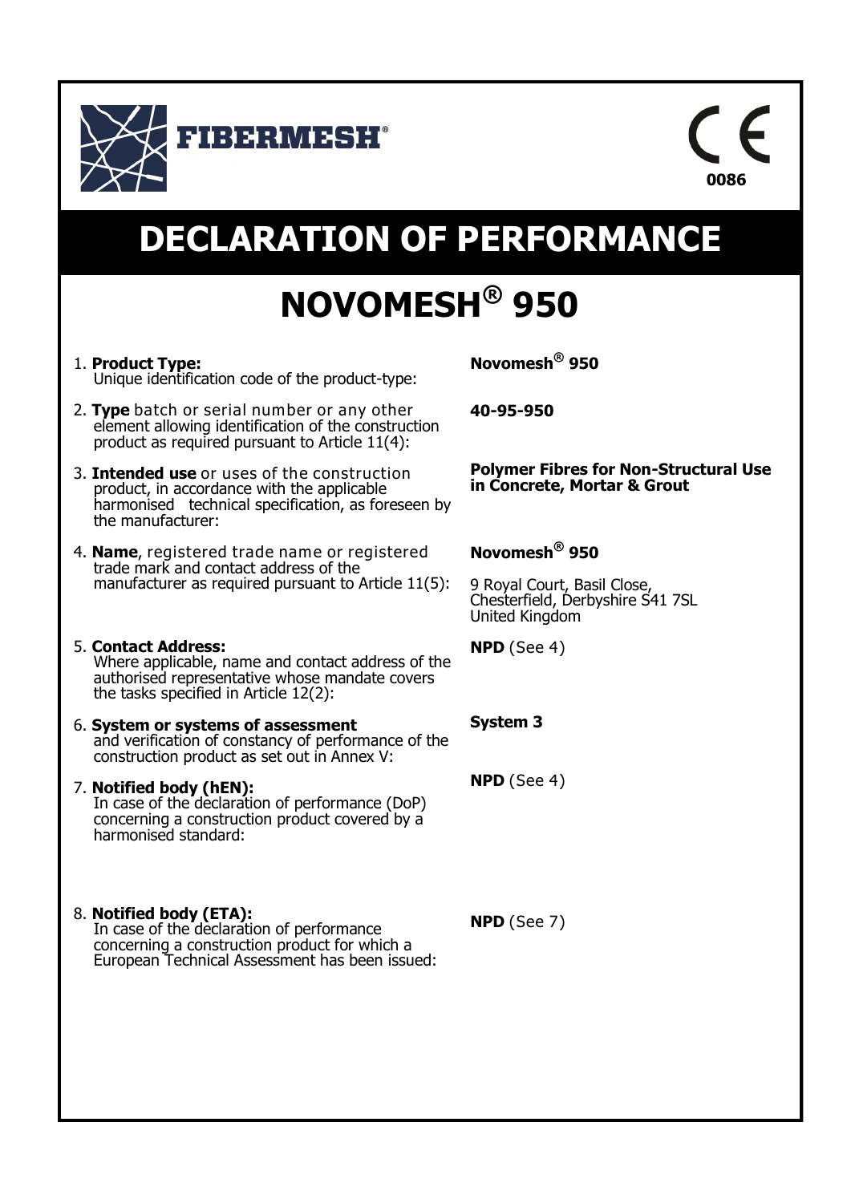FIBERMESH®

CE
0086

# DECLARATION OF PERFORMANCE

# NOVOMESH® 950

| | |
|---|---|
| 1. **Product Type:** Unique identification code of the product-type: | **Novomesh® 950** |
| 2. **Type** batch or serial number or any other element allowing identification of the construction product as required pursuant to Article 11(4): | **40-95-950** |
| 3. **Intended use** or uses of the construction product, in accordance with the applicable harmonised technical specification, as foreseen by the manufacturer: | **Polymer Fibres for Non-Structural Use in Concrete, Mortar & Grout** |
| 4. **Name**, registered trade name or registered trade mark and contact address of the manufacturer as required pursuant to Article 11(5): | **Novomesh® 950**<br><br>9 Royal Court, Basil Close, Chesterfield, Derbyshire S41 7SL United Kingdom |
| 5. **Contact Address:** Where applicable, name and contact address of the authorised representative whose mandate covers the tasks specified in Article 12(2): | **NPD** (See 4) |
| 6. **System or systems of assessment** and verification of constancy of performance of the construction product as set out in Annex V: | **System 3** |
| 7. **Notified body (hEN):** In case of the declaration of performance (DoP) concerning a construction product covered by a harmonised standard: | **NPD** (See 4) |
| 8. **Notified body (ETA):** In case of the declaration of performance concerning a construction product for which a European Technical Assessment has been issued: | **NPD** (See 7) |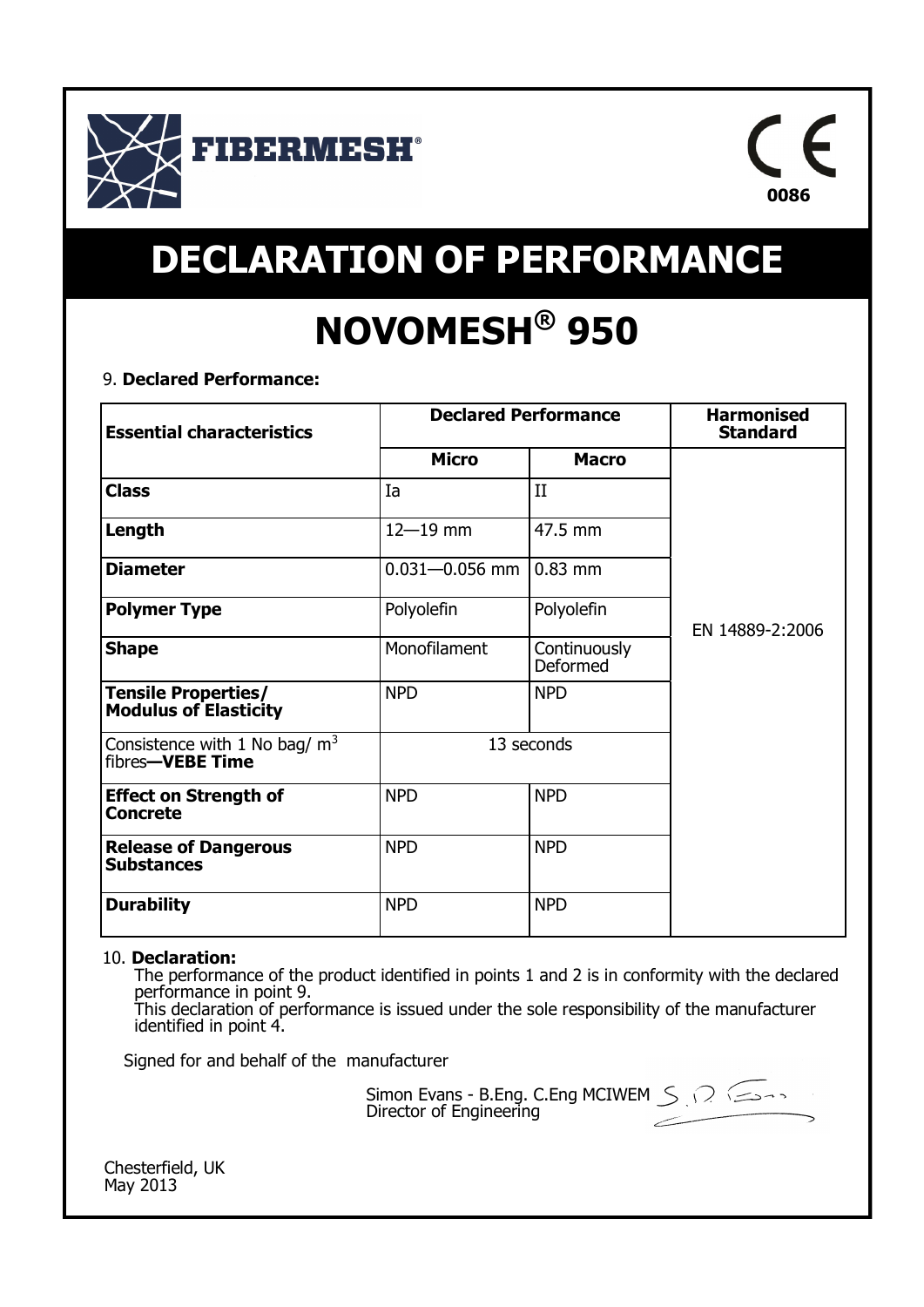FIBERMESH®

CE
0086

# DECLARATION OF PERFORMANCE

# NOVOMESH® 950

9. **Declared Performance:**

| Essential characteristics | Declared Performance | | Harmonised Standard |
|---|---|---|---|
| | **Micro** | **Macro** | |
| **Class** | Ia | II | EN 14889-2:2006 |
| **Length** | 12—19 mm | 47.5 mm | |
| **Diameter** | 0.031—0.056 mm | 0.83 mm | |
| **Polymer Type** | Polyolefin | Polyolefin | |
| **Shape** | Monofilament | Continuously Deformed | |
| **Tensile Properties/ Modulus of Elasticity** | NPD | NPD | |
| Consistence with 1 No bag/ $m^3$ fibres—**VEBE Time** | 13 seconds | | |
| **Effect on Strength of Concrete** | NPD | NPD | |
| **Release of Dangerous Substances** | NPD | NPD | |
| **Durability** | NPD | NPD | |

10. **Declaration:**
The performance of the product identified in points 1 and 2 is in conformity with the declared performance in point 9.
This declaration of performance is issued under the sole responsibility of the manufacturer identified in point 4.

Signed for and behalf of the manufacturer

Simon Evans - B.Eng. C.Eng MCIWEM
Director of Engineering

Chesterfield, UK
May 2013